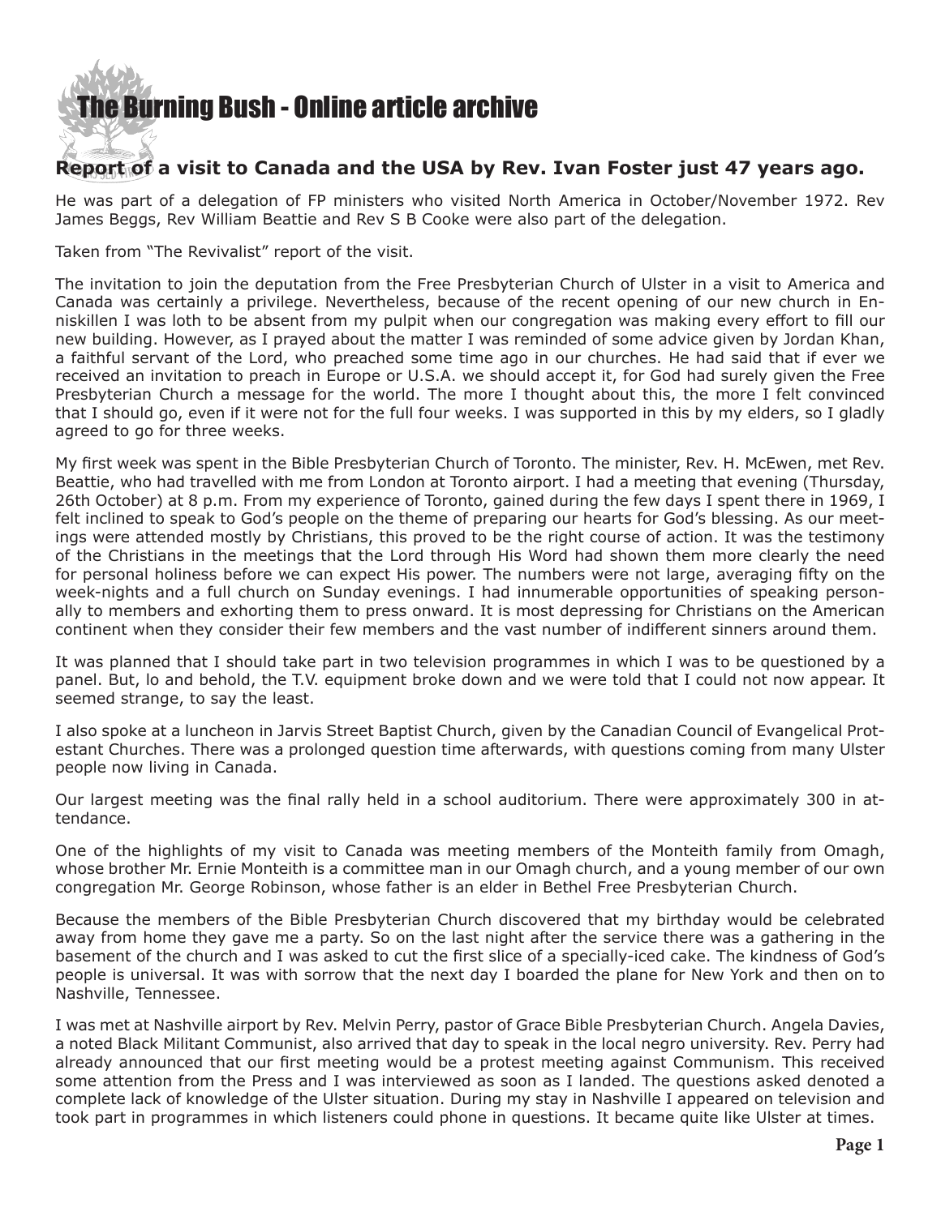# The Burning Bush - Online article archive

## Report of a visit to Canada and the USA by Rev. Ivan Foster just 47 years ago.

He was part of a delegation of FP ministers who visited North America in October/November 1972. Rev James Beggs, Rev William Beattie and Rev S B Cooke were also part of the delegation.

Taken from "The Revivalist" report of the visit.

The invitation to join the deputation from the Free Presbyterian Church of Ulster in a visit to America and Canada was certainly a privilege. Nevertheless, because of the recent opening of our new church in Enniskillen I was loth to be absent from my pulpit when our congregation was making every effort to fill our new building. However, as I prayed about the matter I was reminded of some advice given by Jordan Khan, a faithful servant of the Lord, who preached some time ago in our churches. He had said that if ever we received an invitation to preach in Europe or U.S.A. we should accept it, for God had surely given the Free Presbyterian Church a message for the world. The more I thought about this, the more I felt convinced that I should go, even if it were not for the full four weeks. I was supported in this by my elders, so I gladly agreed to go for three weeks.

My first week was spent in the Bible Presbyterian Church of Toronto. The minister, Rev. H. McEwen, met Rev. Beattie, who had travelled with me from London at Toronto airport. I had a meeting that evening (Thursday, 26th October) at 8 p.m. From my experience of Toronto, gained during the few days I spent there in 1969, I felt inclined to speak to God's people on the theme of preparing our hearts for God's blessing. As our meetings were attended mostly by Christians, this proved to be the right course of action. It was the testimony of the Christians in the meetings that the Lord through His Word had shown them more clearly the need for personal holiness before we can expect His power. The numbers were not large, averaging fifty on the week-nights and a full church on Sunday evenings. I had innumerable opportunities of speaking personally to members and exhorting them to press onward. It is most depressing for Christians on the American continent when they consider their few members and the vast number of indifferent sinners around them.

It was planned that I should take part in two television programmes in which I was to be questioned by a panel. But, lo and behold, the T.V. equipment broke down and we were told that I could not now appear. It seemed strange, to say the least.

I also spoke at a luncheon in Jarvis Street Baptist Church, given by the Canadian Council of Evangelical Protestant Churches. There was a prolonged question time afterwards, with questions coming from many Ulster people now living in Canada.

Our largest meeting was the final rally held in a school auditorium. There were approximately 300 in attendance.

One of the highlights of my visit to Canada was meeting members of the Monteith family from Omagh, whose brother Mr. Ernie Monteith is a committee man in our Omagh church, and a young member of our own congregation Mr. George Robinson, whose father is an elder in Bethel Free Presbyterian Church.

Because the members of the Bible Presbyterian Church discovered that my birthday would be celebrated away from home they gave me a party. So on the last night after the service there was a gathering in the basement of the church and I was asked to cut the first slice of a specially-iced cake. The kindness of God's people is universal. It was with sorrow that the next day I boarded the plane for New York and then on to Nashville, Tennessee.

I was met at Nashville airport by Rev. Melvin Perry, pastor of Grace Bible Presbyterian Church. Angela Davies, a noted Black Militant Communist, also arrived that day to speak in the local negro university. Rev. Perry had already announced that our first meeting would be a protest meeting against Communism. This received some attention from the Press and I was interviewed as soon as I landed. The questions asked denoted a complete lack of knowledge of the Ulster situation. During my stay in Nashville I appeared on television and took part in programmes in which listeners could phone in questions. It became quite like Ulster at times.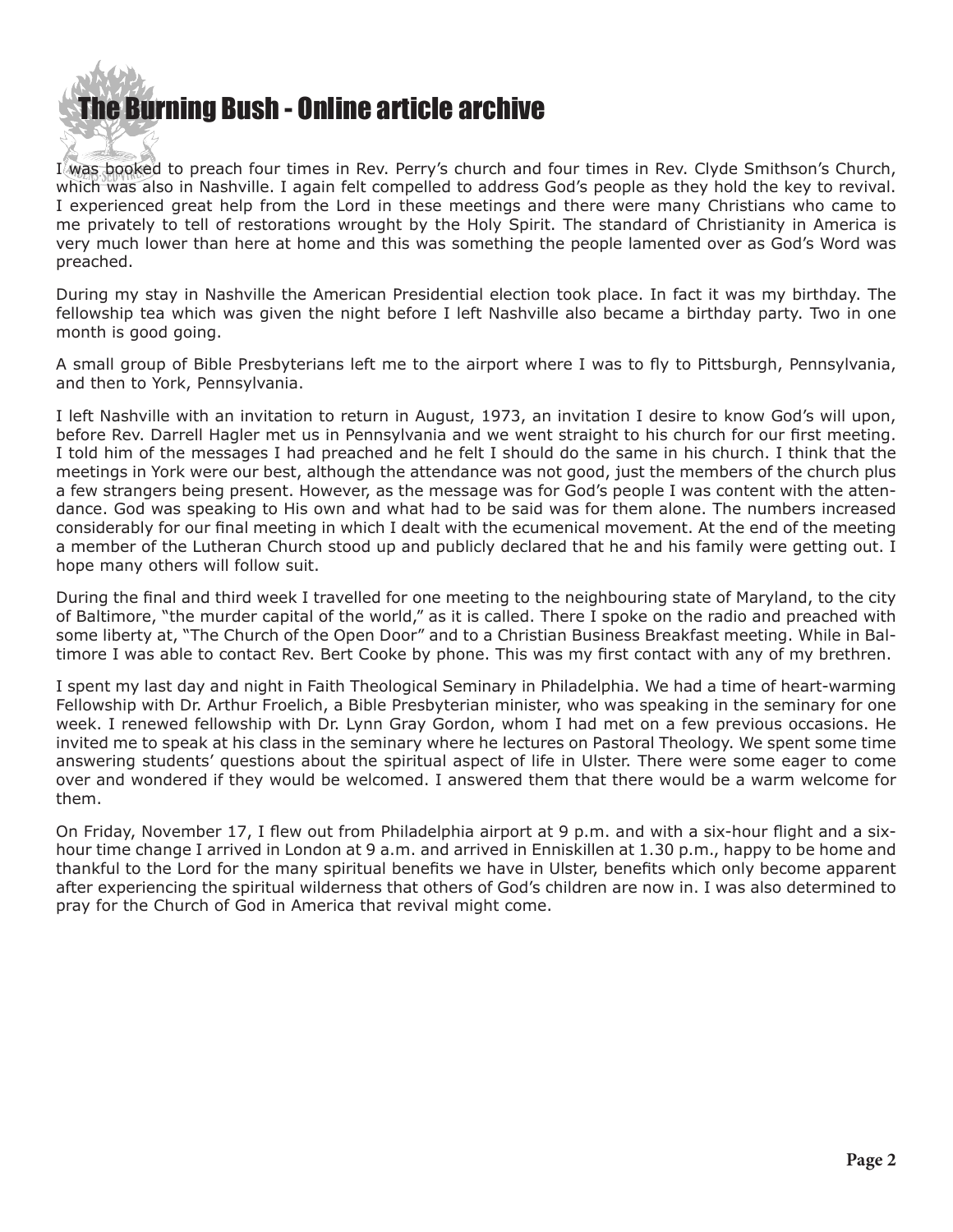I was booked to preach four times in Rev. Perry's church and four times in Rev. Clyde Smithson's Church, which was also in Nashville. I again felt compelled to address God's people as they hold the key to revival. I experienced great help from the Lord in these meetings and there were many Christians who came to me privately to tell of restorations wrought by the Holy Spirit. The standard of Christianity in America is very much lower than here at home and this was something the people lamented over as God's Word was preached.

During my stay in Nashville the American Presidential election took place. In fact it was my birthday. The fellowship tea which was given the night before I left Nashville also became a birthday party. Two in one month is good going.

A small group of Bible Presbyterians left me to the airport where I was to fly to Pittsburgh, Pennsylvania, and then to York, Pennsylvania.

I left Nashville with an invitation to return in August, 1973, an invitation I desire to know God's will upon, before Rev. Darrell Hagler met us in Pennsylvania and we went straight to his church for our first meeting. I told him of the messages I had preached and he felt I should do the same in his church. I think that the meetings in York were our best, although the attendance was not good, just the members of the church plus a few strangers being present. However, as the message was for God's people I was content with the attendance. God was speaking to His own and what had to be said was for them alone. The numbers increased considerably for our final meeting in which I dealt with the ecumenical movement. At the end of the meeting a member of the Lutheran Church stood up and publicly declared that he and his family were getting out. I hope many others will follow suit.

During the final and third week I travelled for one meeting to the neighbouring state of Maryland, to the city of Baltimore, "the murder capital of the world," as it is called. There I spoke on the radio and preached with some liberty at, "The Church of the Open Door" and to a Christian Business Breakfast meeting. While in Baltimore I was able to contact Rev. Bert Cooke by phone. This was my first contact with any of my brethren.

I spent my last day and night in Faith Theological Seminary in Philadelphia. We had a time of heart-warming Fellowship with Dr. Arthur Froelich, a Bible Presbyterian minister, who was speaking in the seminary for one week. I renewed fellowship with Dr. Lynn Gray Gordon, whom I had met on a few previous occasions. He invited me to speak at his class in the seminary where he lectures on Pastoral Theology. We spent some time answering students' questions about the spiritual aspect of life in Ulster. There were some eager to come over and wondered if they would be welcomed. I answered them that there would be a warm welcome for them.

On Friday, November 17, I flew out from Philadelphia airport at 9 p.m. and with a six-hour flight and a six-hour time change I arrived in London at 9 a.m. and arrived in Enniskillen at 1.30 p.m., happy to be home and thankful to the Lord for the many spiritual benefits we have in Ulster, benefits which only become apparent after experiencing the spiritual wilderness that others of God's children are now in. I was also determined to pray for the Church of God in America that revival might come.